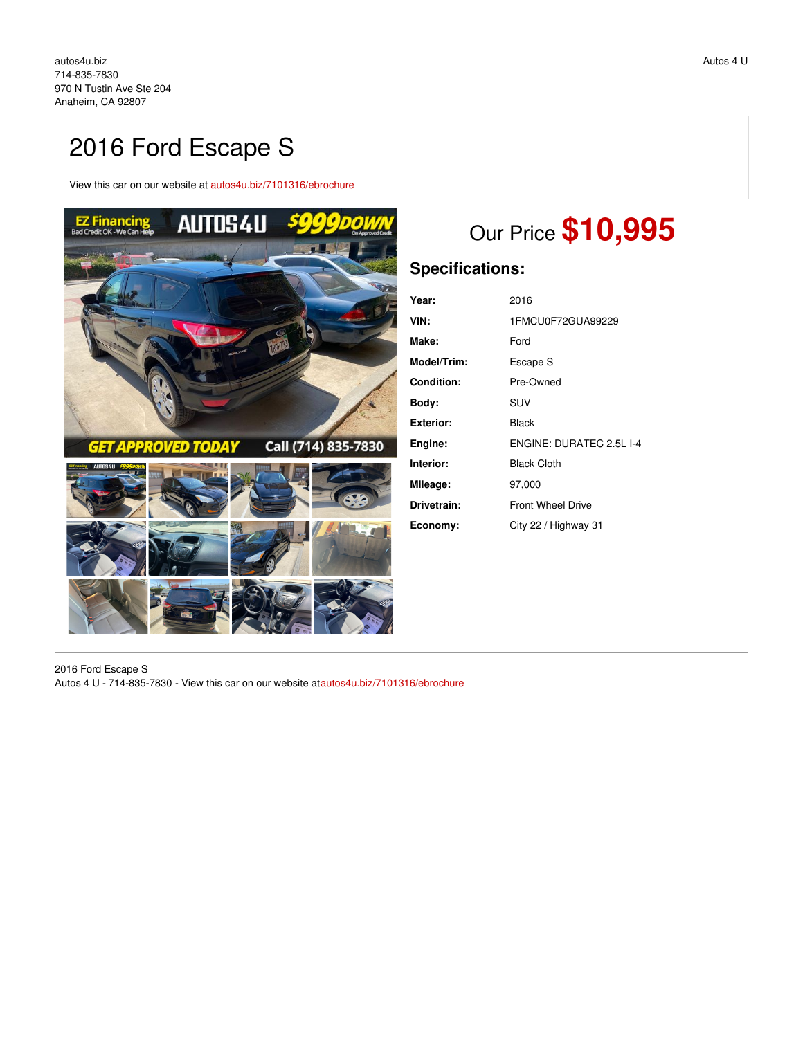autos4u.biz
714-835-7830
970 N Tustin Ave Ste 204
Anaheim, CA 92807

Autos 4 U

# 2016 Ford Escape S

View this car on our website at autos4u.biz/7101316/ebrochure

## Our Price $10,995

### Specifications:

| | |
|---|---|
| **Year:** | 2016 |
| **VIN:** | 1FMCU0F72GUA99229 |
| **Make:** | Ford |
| **Model/Trim:** | Escape S |
| **Condition:** | Pre-Owned |
| **Body:** | SUV |
| **Exterior:** | Black |
| **Engine:** | ENGINE: DURATEC 2.5L I-4 |
| **Interior:** | Black Cloth |
| **Mileage:** | 97,000 |
| **Drivetrain:** | Front Wheel Drive |
| **Economy:** | City 22 / Highway 31 |

2016 Ford Escape S
Autos 4 U - 714-835-7830 - View this car on our website atautos4u.biz/7101316/ebrochure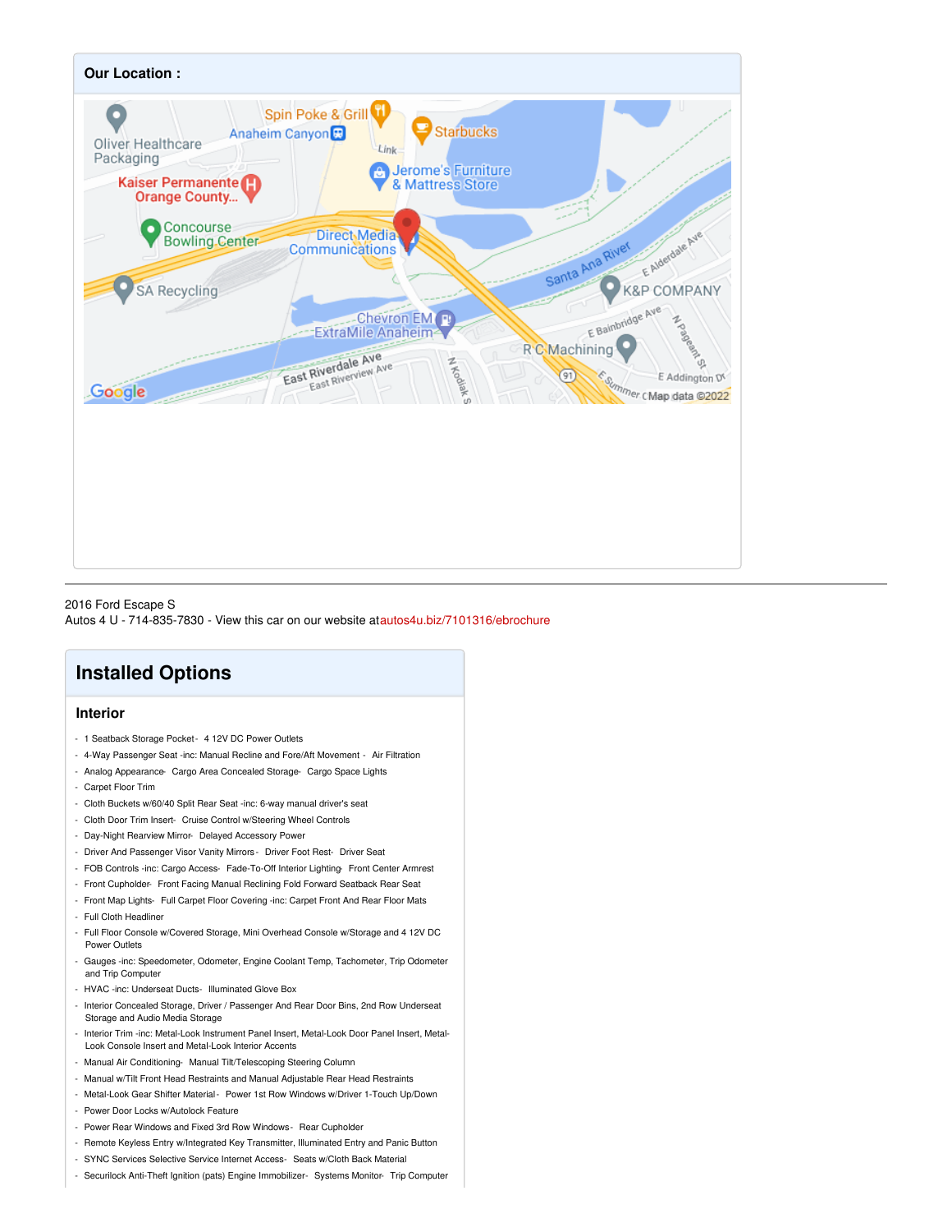## Our Location :

2016 Ford Escape S
Autos 4 U - 714-835-7830 - View this car on our website at autos4u.biz/7101316/ebrochure

## Installed Options

### Interior

- 1 Seatback Storage Pocket- 4 12V DC Power Outlets
- 4-Way Passenger Seat -inc: Manual Recline and Fore/Aft Movement - Air Filtration
- Analog Appearance- Cargo Area Concealed Storage- Cargo Space Lights
- Carpet Floor Trim
- Cloth Buckets w/60/40 Split Rear Seat -inc: 6-way manual driver's seat
- Cloth Door Trim Insert- Cruise Control w/Steering Wheel Controls
- Day-Night Rearview Mirror- Delayed Accessory Power
- Driver And Passenger Visor Vanity Mirrors - Driver Foot Rest- Driver Seat
- FOB Controls -inc: Cargo Access- Fade-To-Off Interior Lighting- Front Center Armrest
- Front Cupholder- Front Facing Manual Reclining Fold Forward Seatback Rear Seat
- Front Map Lights- Full Carpet Floor Covering -inc: Carpet Front And Rear Floor Mats
- Full Cloth Headliner
- Full Floor Console w/Covered Storage, Mini Overhead Console w/Storage and 4 12V DC Power Outlets
- Gauges -inc: Speedometer, Odometer, Engine Coolant Temp, Tachometer, Trip Odometer and Trip Computer
- HVAC -inc: Underseat Ducts- Illuminated Glove Box
- Interior Concealed Storage, Driver / Passenger And Rear Door Bins, 2nd Row Underseat Storage and Audio Media Storage
- Interior Trim -inc: Metal-Look Instrument Panel Insert, Metal-Look Door Panel Insert, Metal-Look Console Insert and Metal-Look Interior Accents
- Manual Air Conditioning- Manual Tilt/Telescoping Steering Column
- Manual w/Tilt Front Head Restraints and Manual Adjustable Rear Head Restraints
- Metal-Look Gear Shifter Material - Power 1st Row Windows w/Driver 1-Touch Up/Down
- Power Door Locks w/Autolock Feature
- Power Rear Windows and Fixed 3rd Row Windows - Rear Cupholder
- Remote Keyless Entry w/Integrated Key Transmitter, Illuminated Entry and Panic Button
- SYNC Services Selective Service Internet Access- Seats w/Cloth Back Material
- Securilock Anti-Theft Ignition (pats) Engine Immobilizer- Systems Monitor- Trip Computer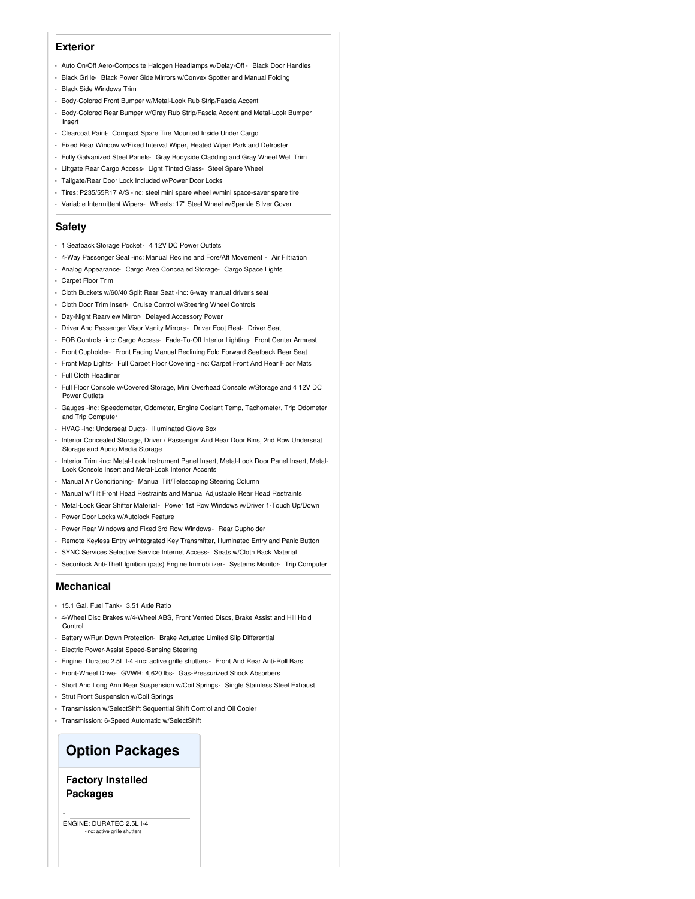## Exterior

- Auto On/Off Aero-Composite Halogen Headlamps w/Delay-Off - Black Door Handles
- Black Grille- Black Power Side Mirrors w/Convex Spotter and Manual Folding
- Black Side Windows Trim
- Body-Colored Front Bumper w/Metal-Look Rub Strip/Fascia Accent
- Body-Colored Rear Bumper w/Gray Rub Strip/Fascia Accent and Metal-Look Bumper Insert
- Clearcoat Paint- Compact Spare Tire Mounted Inside Under Cargo
- Fixed Rear Window w/Fixed Interval Wiper, Heated Wiper Park and Defroster
- Fully Galvanized Steel Panels- Gray Bodyside Cladding and Gray Wheel Well Trim
- Liftgate Rear Cargo Access- Light Tinted Glass- Steel Spare Wheel
- Tailgate/Rear Door Lock Included w/Power Door Locks
- Tires: P235/55R17 A/S -inc: steel mini spare wheel w/mini space-saver spare tire
- Variable Intermittent Wipers- Wheels: 17" Steel Wheel w/Sparkle Silver Cover

## Safety

- 1 Seatback Storage Pocket - 4 12V DC Power Outlets
- 4-Way Passenger Seat -inc: Manual Recline and Fore/Aft Movement - Air Filtration
- Analog Appearance- Cargo Area Concealed Storage- Cargo Space Lights
- Carpet Floor Trim
- Cloth Buckets w/60/40 Split Rear Seat -inc: 6-way manual driver's seat
- Cloth Door Trim Insert- Cruise Control w/Steering Wheel Controls
- Day-Night Rearview Mirror- Delayed Accessory Power
- Driver And Passenger Visor Vanity Mirrors - Driver Foot Rest- Driver Seat
- FOB Controls -inc: Cargo Access- Fade-To-Off Interior Lighting- Front Center Armrest
- Front Cupholder- Front Facing Manual Reclining Fold Forward Seatback Rear Seat
- Front Map Lights- Full Carpet Floor Covering -inc: Carpet Front And Rear Floor Mats
- Full Cloth Headliner
- Full Floor Console w/Covered Storage, Mini Overhead Console w/Storage and 4 12V DC Power Outlets
- Gauges -inc: Speedometer, Odometer, Engine Coolant Temp, Tachometer, Trip Odometer and Trip Computer
- HVAC -inc: Underseat Ducts- Illuminated Glove Box
- Interior Concealed Storage, Driver / Passenger And Rear Door Bins, 2nd Row Underseat Storage and Audio Media Storage
- Interior Trim -inc: Metal-Look Instrument Panel Insert, Metal-Look Door Panel Insert, Metal-Look Console Insert and Metal-Look Interior Accents
- Manual Air Conditioning- Manual Tilt/Telescoping Steering Column
- Manual w/Tilt Front Head Restraints and Manual Adjustable Rear Head Restraints
- Metal-Look Gear Shifter Material - Power 1st Row Windows w/Driver 1-Touch Up/Down
- Power Door Locks w/Autolock Feature
- Power Rear Windows and Fixed 3rd Row Windows - Rear Cupholder
- Remote Keyless Entry w/Integrated Key Transmitter, Illuminated Entry and Panic Button
- SYNC Services Selective Service Internet Access- Seats w/Cloth Back Material
- Securilock Anti-Theft Ignition (pats) Engine Immobilizer- Systems Monitor- Trip Computer

## Mechanical

- 15.1 Gal. Fuel Tank- 3.51 Axle Ratio
- 4-Wheel Disc Brakes w/4-Wheel ABS, Front Vented Discs, Brake Assist and Hill Hold Control
- Battery w/Run Down Protection- Brake Actuated Limited Slip Differential
- Electric Power-Assist Speed-Sensing Steering
- Engine: Duratec 2.5L I-4 -inc: active grille shutters - Front And Rear Anti-Roll Bars
- Front-Wheel Drive- GVWR: 4,620 lbs- Gas-Pressurized Shock Absorbers
- Short And Long Arm Rear Suspension w/Coil Springs- Single Stainless Steel Exhaust
- Strut Front Suspension w/Coil Springs
- Transmission w/SelectShift Sequential Shift Control and Oil Cooler
- Transmission: 6-Speed Automatic w/SelectShift

# Option Packages

### Factory Installed Packages

-

ENGINE: DURATEC 2.5L I-4
-inc: active grille shutters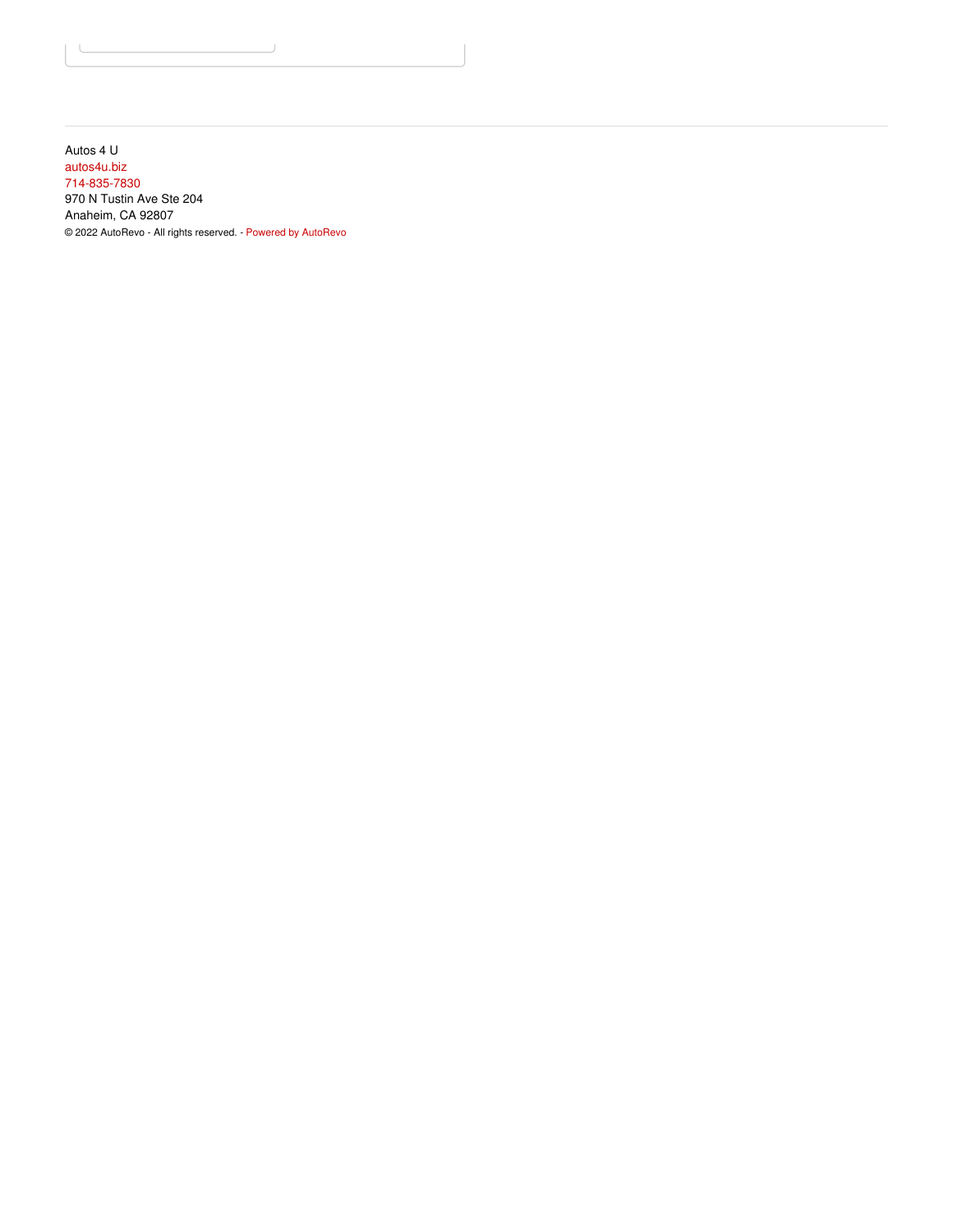Autos 4 U
autos4u.biz
714-835-7830
970 N Tustin Ave Ste 204
Anaheim, CA 92807
© 2022 AutoRevo - All rights reserved. - Powered by AutoRevo